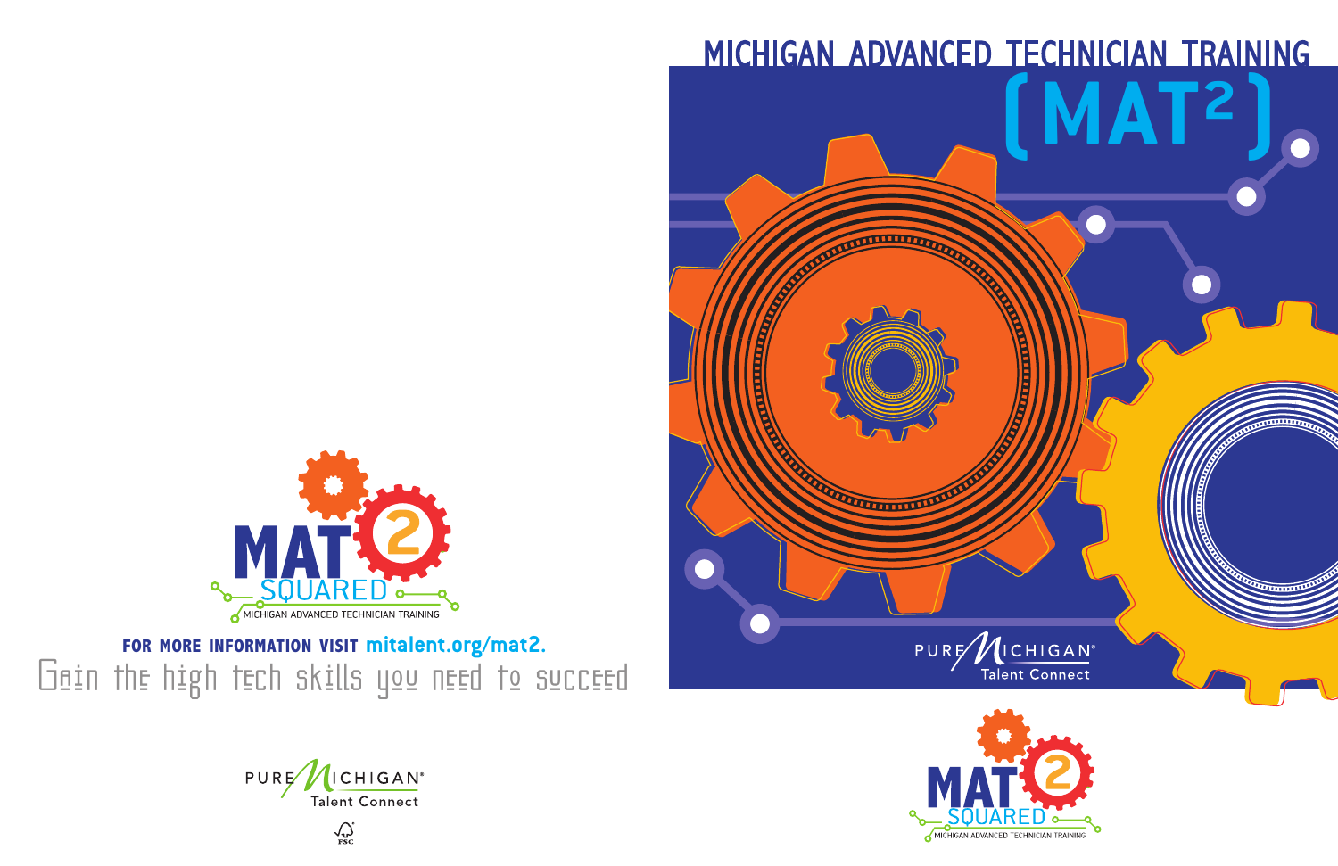# MICHIGAN ADVANCED TECHNICIAN TRAINING

# (MAT$^2$)

PURE MICHIGAN® Talent Connect

MAT 2 SQUARED
MICHIGAN ADVANCED TECHNICIAN TRAINING

MAT 2 SQUARED
MICHIGAN ADVANCED TECHNICIAN TRAINING

**FOR MORE INFORMATION VISIT mitalent.org/mat2.**

Gain the high tech skills you need to succeed

PURE MICHIGAN® Talent Connect

FSC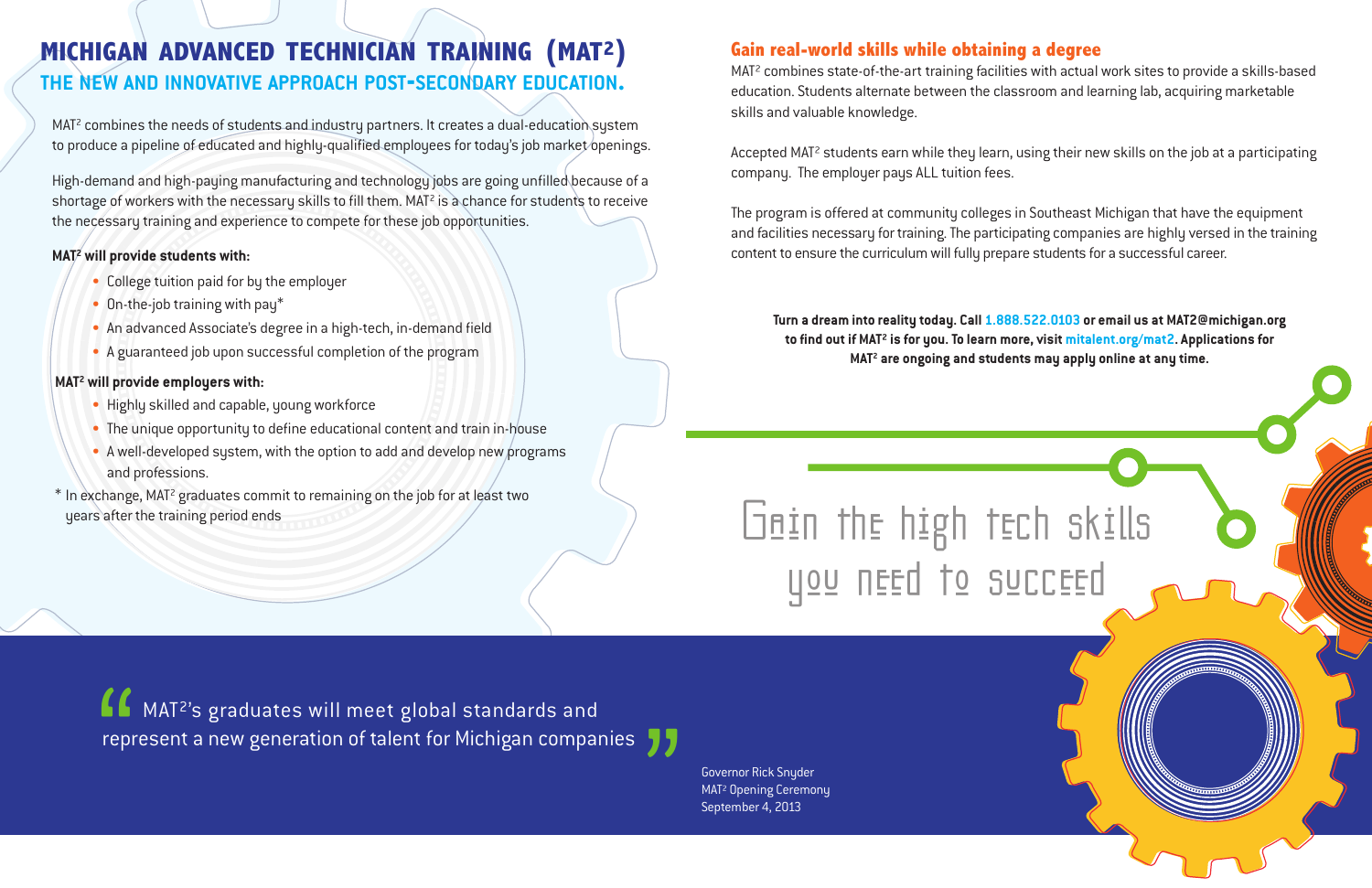# MICHIGAN ADVANCED TECHNICIAN TRAINING (MAT$^2$)

## THE NEW AND INNOVATIVE APPROACH POST-SECONDARY EDUCATION.

MAT$^2$ combines the needs of students and industry partners. It creates a dual-education system to produce a pipeline of educated and highly-qualified employees for today's job market openings.

High-demand and high-paying manufacturing and technology jobs are going unfilled because of a shortage of workers with the necessary skills to fill them. MAT$^2$ is a chance for students to receive the necessary training and experience to compete for these job opportunities.

**MAT$^2$ will provide students with:**

- College tuition paid for by the employer
- On-the-job training with pay*
- An advanced Associate's degree in a high-tech, in-demand field
- A guaranteed job upon successful completion of the program

**MAT$^2$ will provide employers with:**

- Highly skilled and capable, young workforce
- The unique opportunity to define educational content and train in-house
- A well-developed system, with the option to add and develop new programs and professions.

* In exchange, MAT$^2$ graduates commit to remaining on the job for at least two years after the training period ends

## Gain real-world skills while obtaining a degree

MAT$^2$ combines state-of-the-art training facilities with actual work sites to provide a skills-based education. Students alternate between the classroom and learning lab, acquiring marketable skills and valuable knowledge.

Accepted MAT$^2$ students earn while they learn, using their new skills on the job at a participating company. The employer pays ALL tuition fees.

The program is offered at community colleges in Southeast Michigan that have the equipment and facilities necessary for training. The participating companies are highly versed in the training content to ensure the curriculum will fully prepare students for a successful career.

**Turn a dream into reality today. Call 1.888.522.0103 or email us at MAT2@michigan.org to find out if MAT$^2$ is for you. To learn more, visit mitalent.org/mat2. Applications for MAT$^2$ are ongoing and students may apply online at any time.**

Gain the high tech skills you need to succeed

"MAT$^2$'s graduates will meet global standards and represent a new generation of talent for Michigan companies"

Governor Rick Snyder
MAT$^2$ Opening Ceremony
September 4, 2013